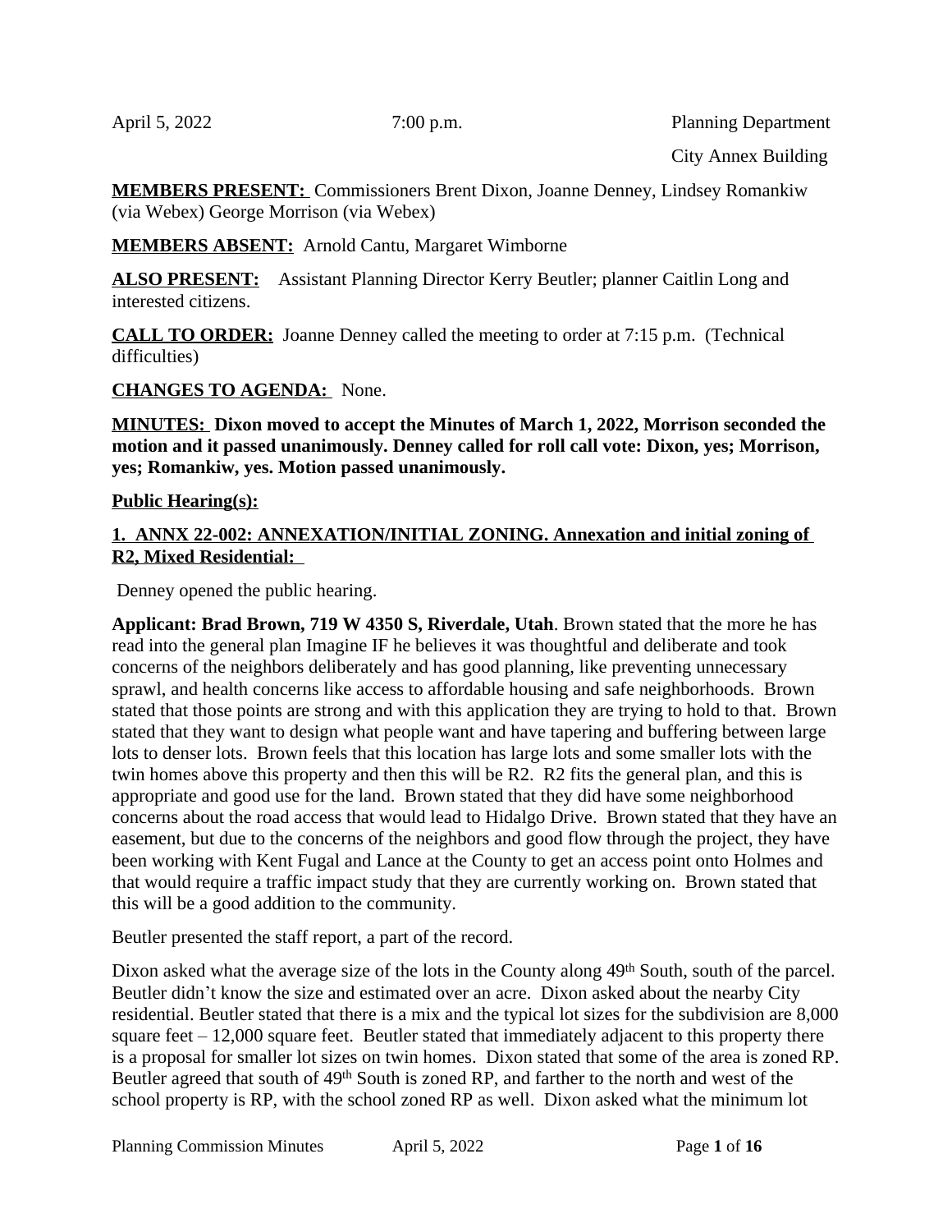April 5, 2022 7:00 p.m. Planning Department

City Annex Building

**MEMBERS PRESENT:** Commissioners Brent Dixon, Joanne Denney, Lindsey Romankiw (via Webex) George Morrison (via Webex)

**MEMBERS ABSENT:** Arnold Cantu, Margaret Wimborne

**ALSO PRESENT:** Assistant Planning Director Kerry Beutler; planner Caitlin Long and interested citizens.

**CALL TO ORDER:** Joanne Denney called the meeting to order at 7:15 p.m. (Technical difficulties)

**CHANGES TO AGENDA:** None.

**MINUTES: Dixon moved to accept the Minutes of March 1, 2022, Morrison seconded the motion and it passed unanimously. Denney called for roll call vote: Dixon, yes; Morrison, yes; Romankiw, yes. Motion passed unanimously.**

**Public Hearing(s):**

**1. ANNX 22-002: ANNEXATION/INITIAL ZONING. Annexation and initial zoning of R2, Mixed Residential:**

Denney opened the public hearing.

**Applicant: Brad Brown, 719 W 4350 S, Riverdale, Utah**. Brown stated that the more he has read into the general plan Imagine IF he believes it was thoughtful and deliberate and took concerns of the neighbors deliberately and has good planning, like preventing unnecessary sprawl, and health concerns like access to affordable housing and safe neighborhoods. Brown stated that those points are strong and with this application they are trying to hold to that. Brown stated that they want to design what people want and have tapering and buffering between large lots to denser lots. Brown feels that this location has large lots and some smaller lots with the twin homes above this property and then this will be R2. R2 fits the general plan, and this is appropriate and good use for the land. Brown stated that they did have some neighborhood concerns about the road access that would lead to Hidalgo Drive. Brown stated that they have an easement, but due to the concerns of the neighbors and good flow through the project, they have been working with Kent Fugal and Lance at the County to get an access point onto Holmes and that would require a traffic impact study that they are currently working on. Brown stated that this will be a good addition to the community.

Beutler presented the staff report, a part of the record.

Dixon asked what the average size of the lots in the County along 49th South, south of the parcel. Beutler didn't know the size and estimated over an acre. Dixon asked about the nearby City residential. Beutler stated that there is a mix and the typical lot sizes for the subdivision are 8,000 square feet – 12,000 square feet. Beutler stated that immediately adjacent to this property there is a proposal for smaller lot sizes on twin homes. Dixon stated that some of the area is zoned RP. Beutler agreed that south of 49th South is zoned RP, and farther to the north and west of the school property is RP, with the school zoned RP as well. Dixon asked what the minimum lot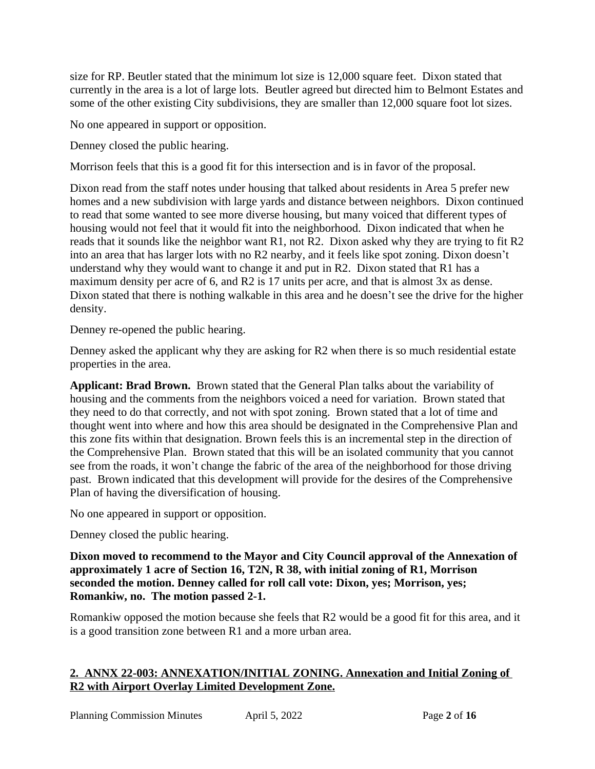size for RP. Beutler stated that the minimum lot size is 12,000 square feet. Dixon stated that currently in the area is a lot of large lots. Beutler agreed but directed him to Belmont Estates and some of the other existing City subdivisions, they are smaller than 12,000 square foot lot sizes.

No one appeared in support or opposition.

Denney closed the public hearing.

Morrison feels that this is a good fit for this intersection and is in favor of the proposal.

Dixon read from the staff notes under housing that talked about residents in Area 5 prefer new homes and a new subdivision with large yards and distance between neighbors. Dixon continued to read that some wanted to see more diverse housing, but many voiced that different types of housing would not feel that it would fit into the neighborhood. Dixon indicated that when he reads that it sounds like the neighbor want R1, not R2. Dixon asked why they are trying to fit R2 into an area that has larger lots with no R2 nearby, and it feels like spot zoning. Dixon doesn't understand why they would want to change it and put in R2. Dixon stated that R1 has a maximum density per acre of 6, and R2 is 17 units per acre, and that is almost 3x as dense. Dixon stated that there is nothing walkable in this area and he doesn't see the drive for the higher density.

Denney re-opened the public hearing.

Denney asked the applicant why they are asking for R2 when there is so much residential estate properties in the area.

**Applicant: Brad Brown.** Brown stated that the General Plan talks about the variability of housing and the comments from the neighbors voiced a need for variation. Brown stated that they need to do that correctly, and not with spot zoning. Brown stated that a lot of time and thought went into where and how this area should be designated in the Comprehensive Plan and this zone fits within that designation. Brown feels this is an incremental step in the direction of the Comprehensive Plan. Brown stated that this will be an isolated community that you cannot see from the roads, it won't change the fabric of the area of the neighborhood for those driving past. Brown indicated that this development will provide for the desires of the Comprehensive Plan of having the diversification of housing.

No one appeared in support or opposition.

Denney closed the public hearing.

**Dixon moved to recommend to the Mayor and City Council approval of the Annexation of approximately 1 acre of Section 16, T2N, R 38, with initial zoning of R1, Morrison seconded the motion. Denney called for roll call vote: Dixon, yes; Morrison, yes; Romankiw, no. The motion passed 2-1.**

Romankiw opposed the motion because she feels that R2 would be a good fit for this area, and it is a good transition zone between R1 and a more urban area.

**2. ANNX 22-003: ANNEXATION/INITIAL ZONING. Annexation and Initial Zoning of R2 with Airport Overlay Limited Development Zone.**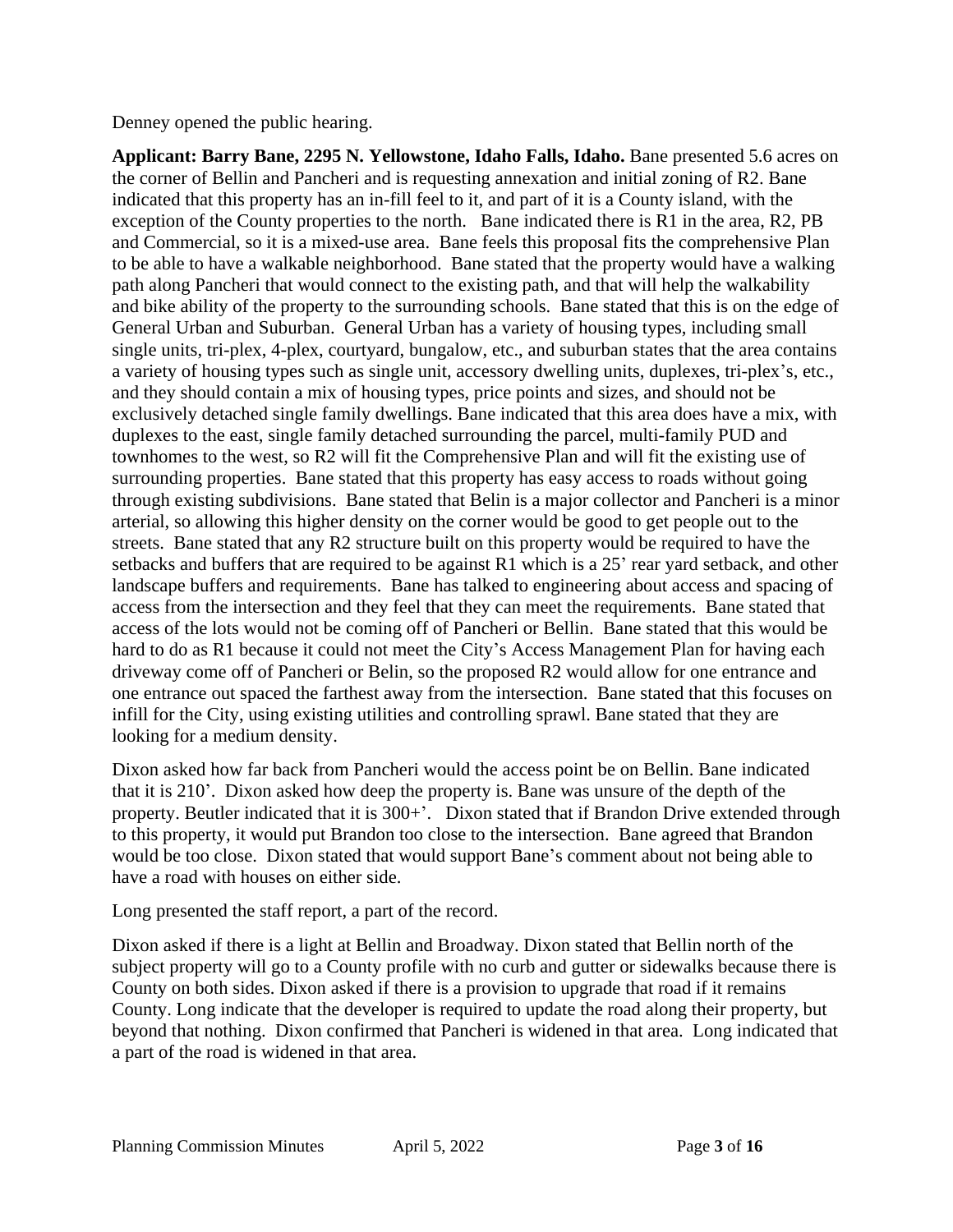Denney opened the public hearing.

**Applicant: Barry Bane, 2295 N. Yellowstone, Idaho Falls, Idaho.** Bane presented 5.6 acres on the corner of Bellin and Pancheri and is requesting annexation and initial zoning of R2. Bane indicated that this property has an in-fill feel to it, and part of it is a County island, with the exception of the County properties to the north. Bane indicated there is R1 in the area, R2, PB and Commercial, so it is a mixed-use area. Bane feels this proposal fits the comprehensive Plan to be able to have a walkable neighborhood. Bane stated that the property would have a walking path along Pancheri that would connect to the existing path, and that will help the walkability and bike ability of the property to the surrounding schools. Bane stated that this is on the edge of General Urban and Suburban. General Urban has a variety of housing types, including small single units, tri-plex, 4-plex, courtyard, bungalow, etc., and suburban states that the area contains a variety of housing types such as single unit, accessory dwelling units, duplexes, tri-plex's, etc., and they should contain a mix of housing types, price points and sizes, and should not be exclusively detached single family dwellings. Bane indicated that this area does have a mix, with duplexes to the east, single family detached surrounding the parcel, multi-family PUD and townhomes to the west, so R2 will fit the Comprehensive Plan and will fit the existing use of surrounding properties. Bane stated that this property has easy access to roads without going through existing subdivisions. Bane stated that Belin is a major collector and Pancheri is a minor arterial, so allowing this higher density on the corner would be good to get people out to the streets. Bane stated that any R2 structure built on this property would be required to have the setbacks and buffers that are required to be against R1 which is a 25' rear yard setback, and other landscape buffers and requirements. Bane has talked to engineering about access and spacing of access from the intersection and they feel that they can meet the requirements. Bane stated that access of the lots would not be coming off of Pancheri or Bellin. Bane stated that this would be hard to do as R1 because it could not meet the City's Access Management Plan for having each driveway come off of Pancheri or Belin, so the proposed R2 would allow for one entrance and one entrance out spaced the farthest away from the intersection. Bane stated that this focuses on infill for the City, using existing utilities and controlling sprawl. Bane stated that they are looking for a medium density.

Dixon asked how far back from Pancheri would the access point be on Bellin. Bane indicated that it is 210'. Dixon asked how deep the property is. Bane was unsure of the depth of the property. Beutler indicated that it is 300+'. Dixon stated that if Brandon Drive extended through to this property, it would put Brandon too close to the intersection. Bane agreed that Brandon would be too close. Dixon stated that would support Bane's comment about not being able to have a road with houses on either side.

Long presented the staff report, a part of the record.

Dixon asked if there is a light at Bellin and Broadway. Dixon stated that Bellin north of the subject property will go to a County profile with no curb and gutter or sidewalks because there is County on both sides. Dixon asked if there is a provision to upgrade that road if it remains County. Long indicate that the developer is required to update the road along their property, but beyond that nothing. Dixon confirmed that Pancheri is widened in that area. Long indicated that a part of the road is widened in that area.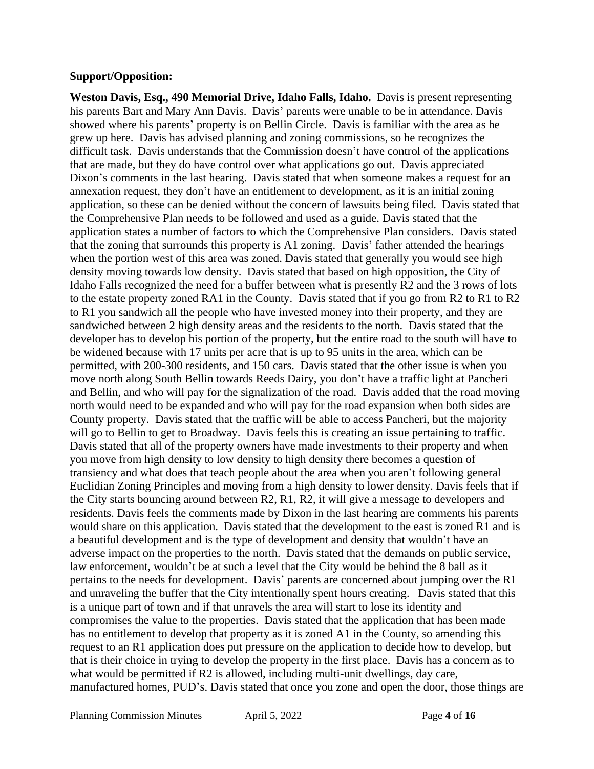**Support/Opposition:**

**Weston Davis, Esq., 490 Memorial Drive, Idaho Falls, Idaho.** Davis is present representing his parents Bart and Mary Ann Davis. Davis' parents were unable to be in attendance. Davis showed where his parents' property is on Bellin Circle. Davis is familiar with the area as he grew up here. Davis has advised planning and zoning commissions, so he recognizes the difficult task. Davis understands that the Commission doesn't have control of the applications that are made, but they do have control over what applications go out. Davis appreciated Dixon's comments in the last hearing. Davis stated that when someone makes a request for an annexation request, they don't have an entitlement to development, as it is an initial zoning application, so these can be denied without the concern of lawsuits being filed. Davis stated that the Comprehensive Plan needs to be followed and used as a guide. Davis stated that the application states a number of factors to which the Comprehensive Plan considers. Davis stated that the zoning that surrounds this property is A1 zoning. Davis' father attended the hearings when the portion west of this area was zoned. Davis stated that generally you would see high density moving towards low density. Davis stated that based on high opposition, the City of Idaho Falls recognized the need for a buffer between what is presently R2 and the 3 rows of lots to the estate property zoned RA1 in the County. Davis stated that if you go from R2 to R1 to R2 to R1 you sandwich all the people who have invested money into their property, and they are sandwiched between 2 high density areas and the residents to the north. Davis stated that the developer has to develop his portion of the property, but the entire road to the south will have to be widened because with 17 units per acre that is up to 95 units in the area, which can be permitted, with 200-300 residents, and 150 cars. Davis stated that the other issue is when you move north along South Bellin towards Reeds Dairy, you don't have a traffic light at Pancheri and Bellin, and who will pay for the signalization of the road. Davis added that the road moving north would need to be expanded and who will pay for the road expansion when both sides are County property. Davis stated that the traffic will be able to access Pancheri, but the majority will go to Bellin to get to Broadway. Davis feels this is creating an issue pertaining to traffic. Davis stated that all of the property owners have made investments to their property and when you move from high density to low density to high density there becomes a question of transiency and what does that teach people about the area when you aren't following general Euclidian Zoning Principles and moving from a high density to lower density. Davis feels that if the City starts bouncing around between R2, R1, R2, it will give a message to developers and residents. Davis feels the comments made by Dixon in the last hearing are comments his parents would share on this application. Davis stated that the development to the east is zoned R1 and is a beautiful development and is the type of development and density that wouldn't have an adverse impact on the properties to the north. Davis stated that the demands on public service, law enforcement, wouldn't be at such a level that the City would be behind the 8 ball as it pertains to the needs for development. Davis' parents are concerned about jumping over the R1 and unraveling the buffer that the City intentionally spent hours creating. Davis stated that this is a unique part of town and if that unravels the area will start to lose its identity and compromises the value to the properties. Davis stated that the application that has been made has no entitlement to develop that property as it is zoned A1 in the County, so amending this request to an R1 application does put pressure on the application to decide how to develop, but that is their choice in trying to develop the property in the first place. Davis has a concern as to what would be permitted if R2 is allowed, including multi-unit dwellings, day care, manufactured homes, PUD's. Davis stated that once you zone and open the door, those things are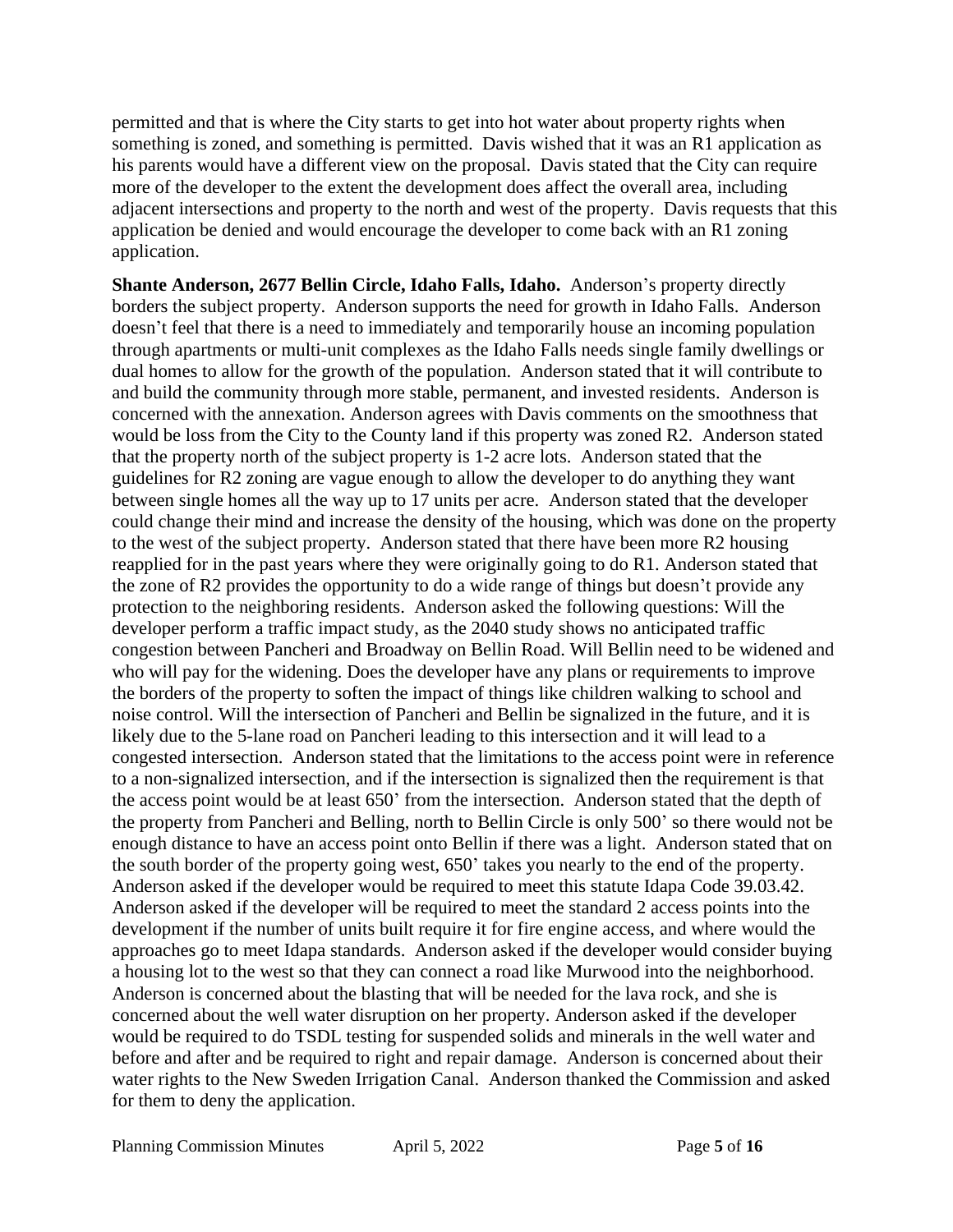permitted and that is where the City starts to get into hot water about property rights when something is zoned, and something is permitted. Davis wished that it was an R1 application as his parents would have a different view on the proposal. Davis stated that the City can require more of the developer to the extent the development does affect the overall area, including adjacent intersections and property to the north and west of the property. Davis requests that this application be denied and would encourage the developer to come back with an R1 zoning application.

**Shante Anderson, 2677 Bellin Circle, Idaho Falls, Idaho.** Anderson's property directly borders the subject property. Anderson supports the need for growth in Idaho Falls. Anderson doesn't feel that there is a need to immediately and temporarily house an incoming population through apartments or multi-unit complexes as the Idaho Falls needs single family dwellings or dual homes to allow for the growth of the population. Anderson stated that it will contribute to and build the community through more stable, permanent, and invested residents. Anderson is concerned with the annexation. Anderson agrees with Davis comments on the smoothness that would be loss from the City to the County land if this property was zoned R2. Anderson stated that the property north of the subject property is 1-2 acre lots. Anderson stated that the guidelines for R2 zoning are vague enough to allow the developer to do anything they want between single homes all the way up to 17 units per acre. Anderson stated that the developer could change their mind and increase the density of the housing, which was done on the property to the west of the subject property. Anderson stated that there have been more R2 housing reapplied for in the past years where they were originally going to do R1. Anderson stated that the zone of R2 provides the opportunity to do a wide range of things but doesn't provide any protection to the neighboring residents. Anderson asked the following questions: Will the developer perform a traffic impact study, as the 2040 study shows no anticipated traffic congestion between Pancheri and Broadway on Bellin Road. Will Bellin need to be widened and who will pay for the widening. Does the developer have any plans or requirements to improve the borders of the property to soften the impact of things like children walking to school and noise control. Will the intersection of Pancheri and Bellin be signalized in the future, and it is likely due to the 5-lane road on Pancheri leading to this intersection and it will lead to a congested intersection. Anderson stated that the limitations to the access point were in reference to a non-signalized intersection, and if the intersection is signalized then the requirement is that the access point would be at least 650' from the intersection. Anderson stated that the depth of the property from Pancheri and Belling, north to Bellin Circle is only 500' so there would not be enough distance to have an access point onto Bellin if there was a light. Anderson stated that on the south border of the property going west, 650' takes you nearly to the end of the property. Anderson asked if the developer would be required to meet this statute Idapa Code 39.03.42. Anderson asked if the developer will be required to meet the standard 2 access points into the development if the number of units built require it for fire engine access, and where would the approaches go to meet Idapa standards. Anderson asked if the developer would consider buying a housing lot to the west so that they can connect a road like Murwood into the neighborhood. Anderson is concerned about the blasting that will be needed for the lava rock, and she is concerned about the well water disruption on her property. Anderson asked if the developer would be required to do TSDL testing for suspended solids and minerals in the well water and before and after and be required to right and repair damage. Anderson is concerned about their water rights to the New Sweden Irrigation Canal. Anderson thanked the Commission and asked for them to deny the application.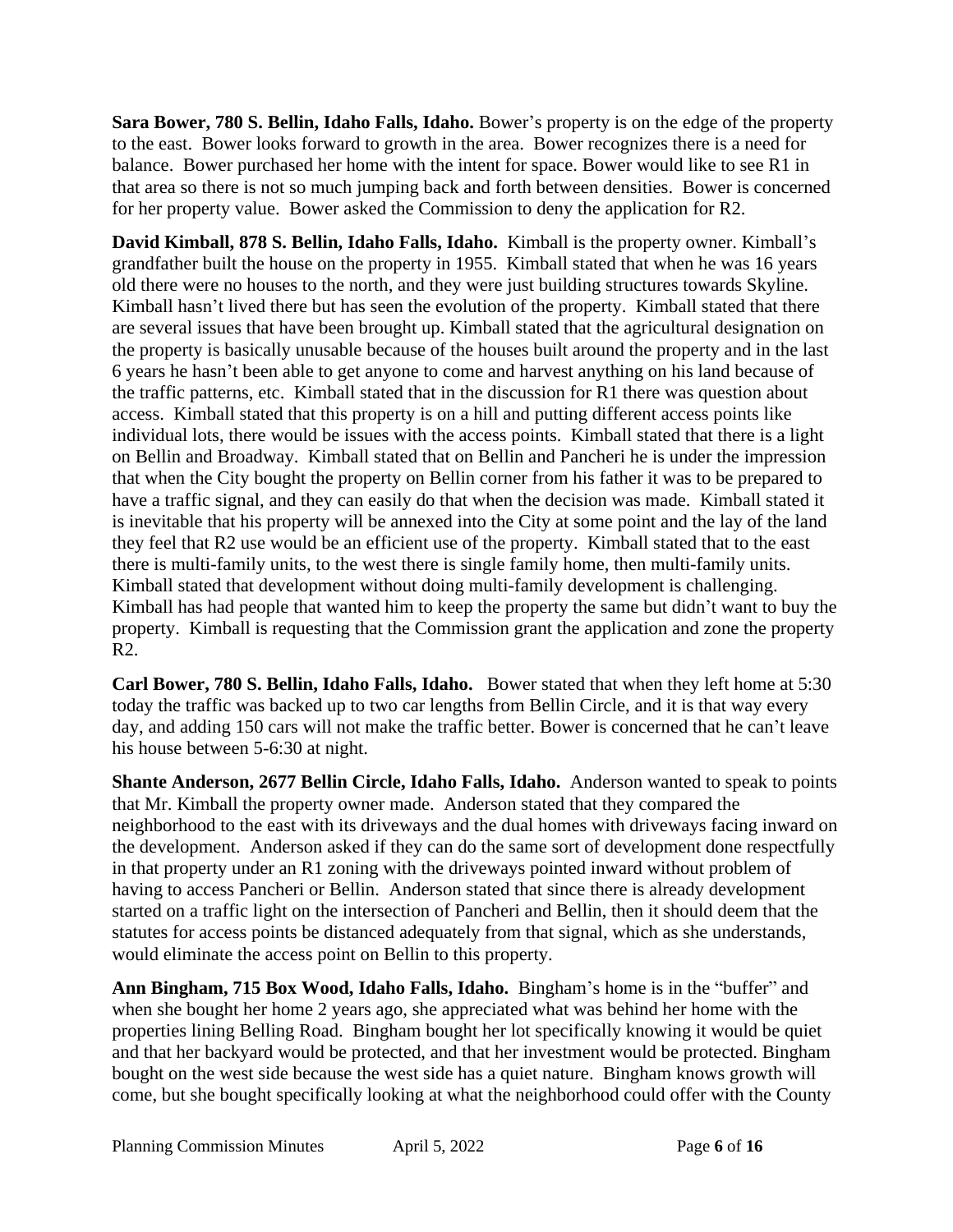**Sara Bower, 780 S. Bellin, Idaho Falls, Idaho.** Bower's property is on the edge of the property to the east. Bower looks forward to growth in the area. Bower recognizes there is a need for balance. Bower purchased her home with the intent for space. Bower would like to see R1 in that area so there is not so much jumping back and forth between densities. Bower is concerned for her property value. Bower asked the Commission to deny the application for R2.

**David Kimball, 878 S. Bellin, Idaho Falls, Idaho.** Kimball is the property owner. Kimball's grandfather built the house on the property in 1955. Kimball stated that when he was 16 years old there were no houses to the north, and they were just building structures towards Skyline. Kimball hasn't lived there but has seen the evolution of the property. Kimball stated that there are several issues that have been brought up. Kimball stated that the agricultural designation on the property is basically unusable because of the houses built around the property and in the last 6 years he hasn't been able to get anyone to come and harvest anything on his land because of the traffic patterns, etc. Kimball stated that in the discussion for R1 there was question about access. Kimball stated that this property is on a hill and putting different access points like individual lots, there would be issues with the access points. Kimball stated that there is a light on Bellin and Broadway. Kimball stated that on Bellin and Pancheri he is under the impression that when the City bought the property on Bellin corner from his father it was to be prepared to have a traffic signal, and they can easily do that when the decision was made. Kimball stated it is inevitable that his property will be annexed into the City at some point and the lay of the land they feel that R2 use would be an efficient use of the property. Kimball stated that to the east there is multi-family units, to the west there is single family home, then multi-family units. Kimball stated that development without doing multi-family development is challenging. Kimball has had people that wanted him to keep the property the same but didn't want to buy the property. Kimball is requesting that the Commission grant the application and zone the property R2.

**Carl Bower, 780 S. Bellin, Idaho Falls, Idaho.** Bower stated that when they left home at 5:30 today the traffic was backed up to two car lengths from Bellin Circle, and it is that way every day, and adding 150 cars will not make the traffic better. Bower is concerned that he can't leave his house between 5-6:30 at night.

**Shante Anderson, 2677 Bellin Circle, Idaho Falls, Idaho.** Anderson wanted to speak to points that Mr. Kimball the property owner made. Anderson stated that they compared the neighborhood to the east with its driveways and the dual homes with driveways facing inward on the development. Anderson asked if they can do the same sort of development done respectfully in that property under an R1 zoning with the driveways pointed inward without problem of having to access Pancheri or Bellin. Anderson stated that since there is already development started on a traffic light on the intersection of Pancheri and Bellin, then it should deem that the statutes for access points be distanced adequately from that signal, which as she understands, would eliminate the access point on Bellin to this property.

**Ann Bingham, 715 Box Wood, Idaho Falls, Idaho.** Bingham's home is in the "buffer" and when she bought her home 2 years ago, she appreciated what was behind her home with the properties lining Belling Road. Bingham bought her lot specifically knowing it would be quiet and that her backyard would be protected, and that her investment would be protected. Bingham bought on the west side because the west side has a quiet nature. Bingham knows growth will come, but she bought specifically looking at what the neighborhood could offer with the County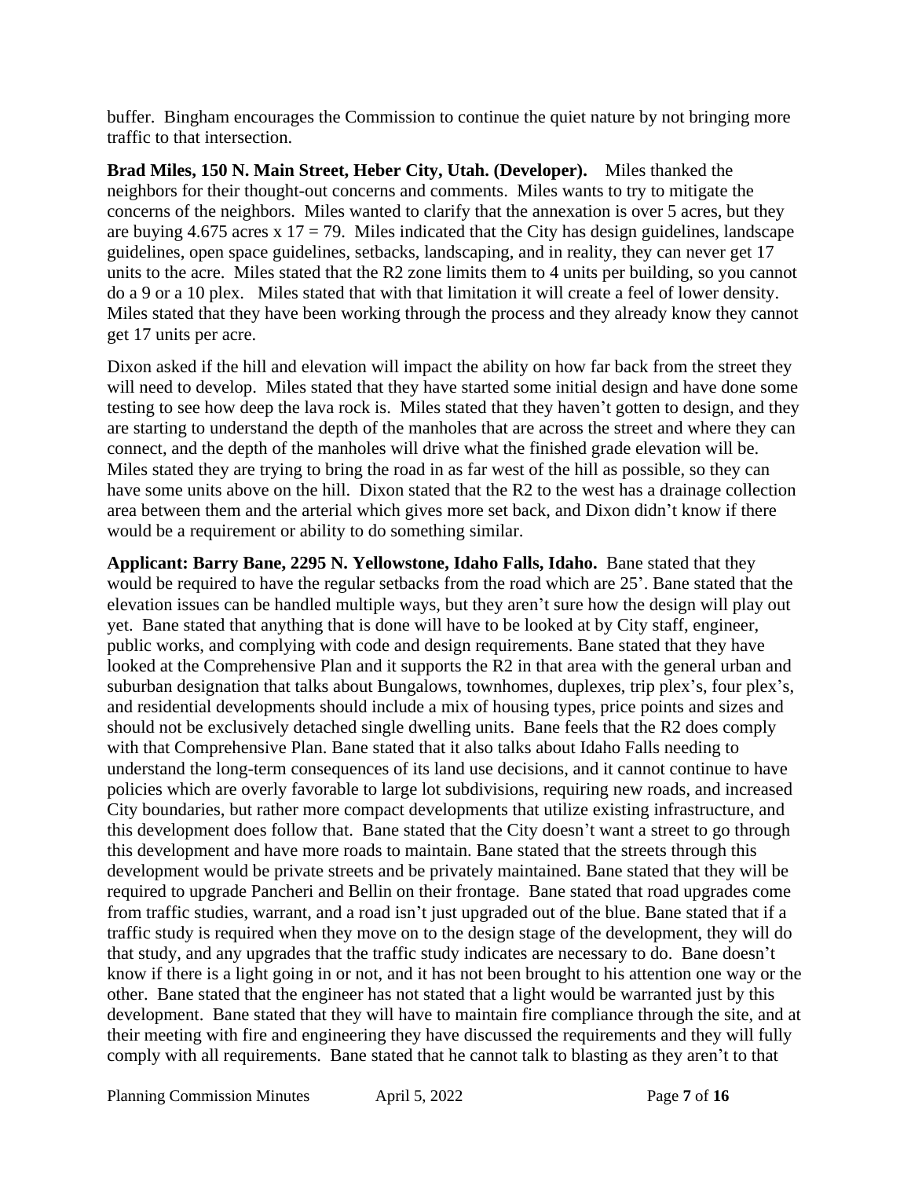buffer. Bingham encourages the Commission to continue the quiet nature by not bringing more traffic to that intersection.

**Brad Miles, 150 N. Main Street, Heber City, Utah. (Developer).** Miles thanked the neighbors for their thought-out concerns and comments. Miles wants to try to mitigate the concerns of the neighbors. Miles wanted to clarify that the annexation is over 5 acres, but they are buying 4.675 acres x 17 = 79. Miles indicated that the City has design guidelines, landscape guidelines, open space guidelines, setbacks, landscaping, and in reality, they can never get 17 units to the acre. Miles stated that the R2 zone limits them to 4 units per building, so you cannot do a 9 or a 10 plex. Miles stated that with that limitation it will create a feel of lower density. Miles stated that they have been working through the process and they already know they cannot get 17 units per acre.

Dixon asked if the hill and elevation will impact the ability on how far back from the street they will need to develop. Miles stated that they have started some initial design and have done some testing to see how deep the lava rock is. Miles stated that they haven't gotten to design, and they are starting to understand the depth of the manholes that are across the street and where they can connect, and the depth of the manholes will drive what the finished grade elevation will be. Miles stated they are trying to bring the road in as far west of the hill as possible, so they can have some units above on the hill. Dixon stated that the R2 to the west has a drainage collection area between them and the arterial which gives more set back, and Dixon didn't know if there would be a requirement or ability to do something similar.

**Applicant: Barry Bane, 2295 N. Yellowstone, Idaho Falls, Idaho.** Bane stated that they would be required to have the regular setbacks from the road which are 25'. Bane stated that the elevation issues can be handled multiple ways, but they aren't sure how the design will play out yet. Bane stated that anything that is done will have to be looked at by City staff, engineer, public works, and complying with code and design requirements. Bane stated that they have looked at the Comprehensive Plan and it supports the R2 in that area with the general urban and suburban designation that talks about Bungalows, townhomes, duplexes, trip plex's, four plex's, and residential developments should include a mix of housing types, price points and sizes and should not be exclusively detached single dwelling units. Bane feels that the R2 does comply with that Comprehensive Plan. Bane stated that it also talks about Idaho Falls needing to understand the long-term consequences of its land use decisions, and it cannot continue to have policies which are overly favorable to large lot subdivisions, requiring new roads, and increased City boundaries, but rather more compact developments that utilize existing infrastructure, and this development does follow that. Bane stated that the City doesn't want a street to go through this development and have more roads to maintain. Bane stated that the streets through this development would be private streets and be privately maintained. Bane stated that they will be required to upgrade Pancheri and Bellin on their frontage. Bane stated that road upgrades come from traffic studies, warrant, and a road isn't just upgraded out of the blue. Bane stated that if a traffic study is required when they move on to the design stage of the development, they will do that study, and any upgrades that the traffic study indicates are necessary to do. Bane doesn't know if there is a light going in or not, and it has not been brought to his attention one way or the other. Bane stated that the engineer has not stated that a light would be warranted just by this development. Bane stated that they will have to maintain fire compliance through the site, and at their meeting with fire and engineering they have discussed the requirements and they will fully comply with all requirements. Bane stated that he cannot talk to blasting as they aren't to that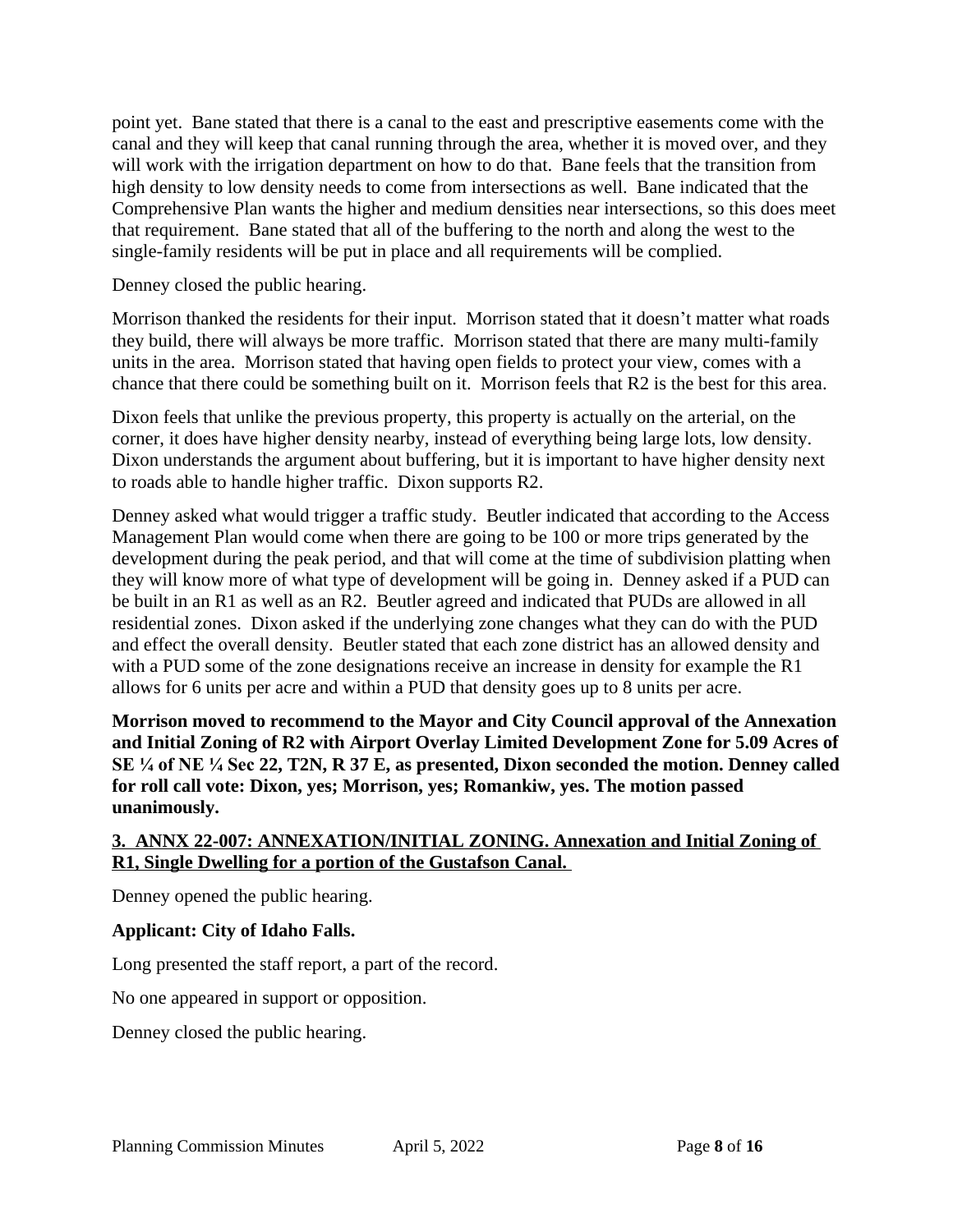point yet. Bane stated that there is a canal to the east and prescriptive easements come with the canal and they will keep that canal running through the area, whether it is moved over, and they will work with the irrigation department on how to do that. Bane feels that the transition from high density to low density needs to come from intersections as well. Bane indicated that the Comprehensive Plan wants the higher and medium densities near intersections, so this does meet that requirement. Bane stated that all of the buffering to the north and along the west to the single-family residents will be put in place and all requirements will be complied.

Denney closed the public hearing.

Morrison thanked the residents for their input. Morrison stated that it doesn't matter what roads they build, there will always be more traffic. Morrison stated that there are many multi-family units in the area. Morrison stated that having open fields to protect your view, comes with a chance that there could be something built on it. Morrison feels that R2 is the best for this area.

Dixon feels that unlike the previous property, this property is actually on the arterial, on the corner, it does have higher density nearby, instead of everything being large lots, low density. Dixon understands the argument about buffering, but it is important to have higher density next to roads able to handle higher traffic. Dixon supports R2.

Denney asked what would trigger a traffic study. Beutler indicated that according to the Access Management Plan would come when there are going to be 100 or more trips generated by the development during the peak period, and that will come at the time of subdivision platting when they will know more of what type of development will be going in. Denney asked if a PUD can be built in an R1 as well as an R2. Beutler agreed and indicated that PUDs are allowed in all residential zones. Dixon asked if the underlying zone changes what they can do with the PUD and effect the overall density. Beutler stated that each zone district has an allowed density and with a PUD some of the zone designations receive an increase in density for example the R1 allows for 6 units per acre and within a PUD that density goes up to 8 units per acre.

**Morrison moved to recommend to the Mayor and City Council approval of the Annexation and Initial Zoning of R2 with Airport Overlay Limited Development Zone for 5.09 Acres of SE ¼ of NE ¼ Sec 22, T2N, R 37 E, as presented, Dixon seconded the motion. Denney called for roll call vote: Dixon, yes; Morrison, yes; Romankiw, yes. The motion passed unanimously.**

**3. ANNX 22-007: ANNEXATION/INITIAL ZONING. Annexation and Initial Zoning of R1, Single Dwelling for a portion of the Gustafson Canal.**

Denney opened the public hearing.

**Applicant: City of Idaho Falls.**

Long presented the staff report, a part of the record.

No one appeared in support or opposition.

Denney closed the public hearing.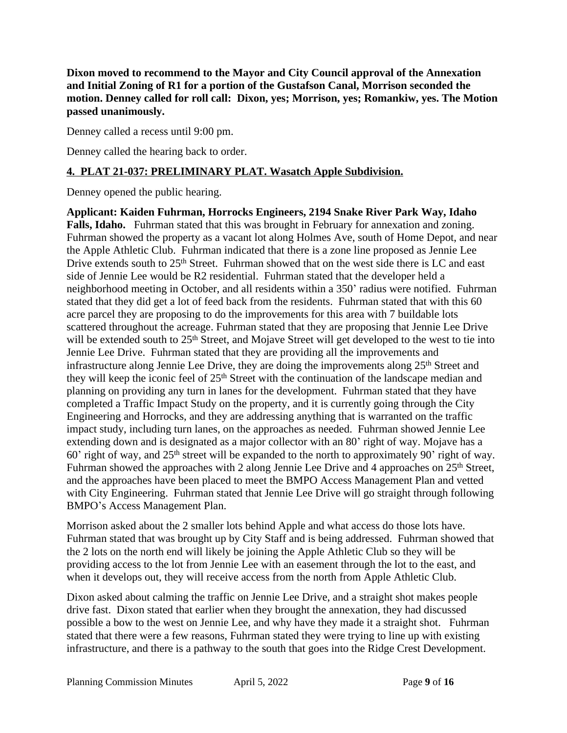**Dixon moved to recommend to the Mayor and City Council approval of the Annexation and Initial Zoning of R1 for a portion of the Gustafson Canal, Morrison seconded the motion. Denney called for roll call: Dixon, yes; Morrison, yes; Romankiw, yes. The Motion passed unanimously.**

Denney called a recess until 9:00 pm.

Denney called the hearing back to order.

**4. PLAT 21-037: PRELIMINARY PLAT. Wasatch Apple Subdivision.**

Denney opened the public hearing.

**Applicant: Kaiden Fuhrman, Horrocks Engineers, 2194 Snake River Park Way, Idaho Falls, Idaho.** Fuhrman stated that this was brought in February for annexation and zoning. Fuhrman showed the property as a vacant lot along Holmes Ave, south of Home Depot, and near the Apple Athletic Club. Fuhrman indicated that there is a zone line proposed as Jennie Lee Drive extends south to 25th Street. Fuhrman showed that on the west side there is LC and east side of Jennie Lee would be R2 residential. Fuhrman stated that the developer held a neighborhood meeting in October, and all residents within a 350' radius were notified. Fuhrman stated that they did get a lot of feed back from the residents. Fuhrman stated that with this 60 acre parcel they are proposing to do the improvements for this area with 7 buildable lots scattered throughout the acreage. Fuhrman stated that they are proposing that Jennie Lee Drive will be extended south to 25th Street, and Mojave Street will get developed to the west to tie into Jennie Lee Drive. Fuhrman stated that they are providing all the improvements and infrastructure along Jennie Lee Drive, they are doing the improvements along 25th Street and they will keep the iconic feel of 25th Street with the continuation of the landscape median and planning on providing any turn in lanes for the development. Fuhrman stated that they have completed a Traffic Impact Study on the property, and it is currently going through the City Engineering and Horrocks, and they are addressing anything that is warranted on the traffic impact study, including turn lanes, on the approaches as needed. Fuhrman showed Jennie Lee extending down and is designated as a major collector with an 80' right of way. Mojave has a 60' right of way, and 25th street will be expanded to the north to approximately 90' right of way. Fuhrman showed the approaches with 2 along Jennie Lee Drive and 4 approaches on 25th Street, and the approaches have been placed to meet the BMPO Access Management Plan and vetted with City Engineering. Fuhrman stated that Jennie Lee Drive will go straight through following BMPO's Access Management Plan.

Morrison asked about the 2 smaller lots behind Apple and what access do those lots have. Fuhrman stated that was brought up by City Staff and is being addressed. Fuhrman showed that the 2 lots on the north end will likely be joining the Apple Athletic Club so they will be providing access to the lot from Jennie Lee with an easement through the lot to the east, and when it develops out, they will receive access from the north from Apple Athletic Club.

Dixon asked about calming the traffic on Jennie Lee Drive, and a straight shot makes people drive fast. Dixon stated that earlier when they brought the annexation, they had discussed possible a bow to the west on Jennie Lee, and why have they made it a straight shot. Fuhrman stated that there were a few reasons, Fuhrman stated they were trying to line up with existing infrastructure, and there is a pathway to the south that goes into the Ridge Crest Development.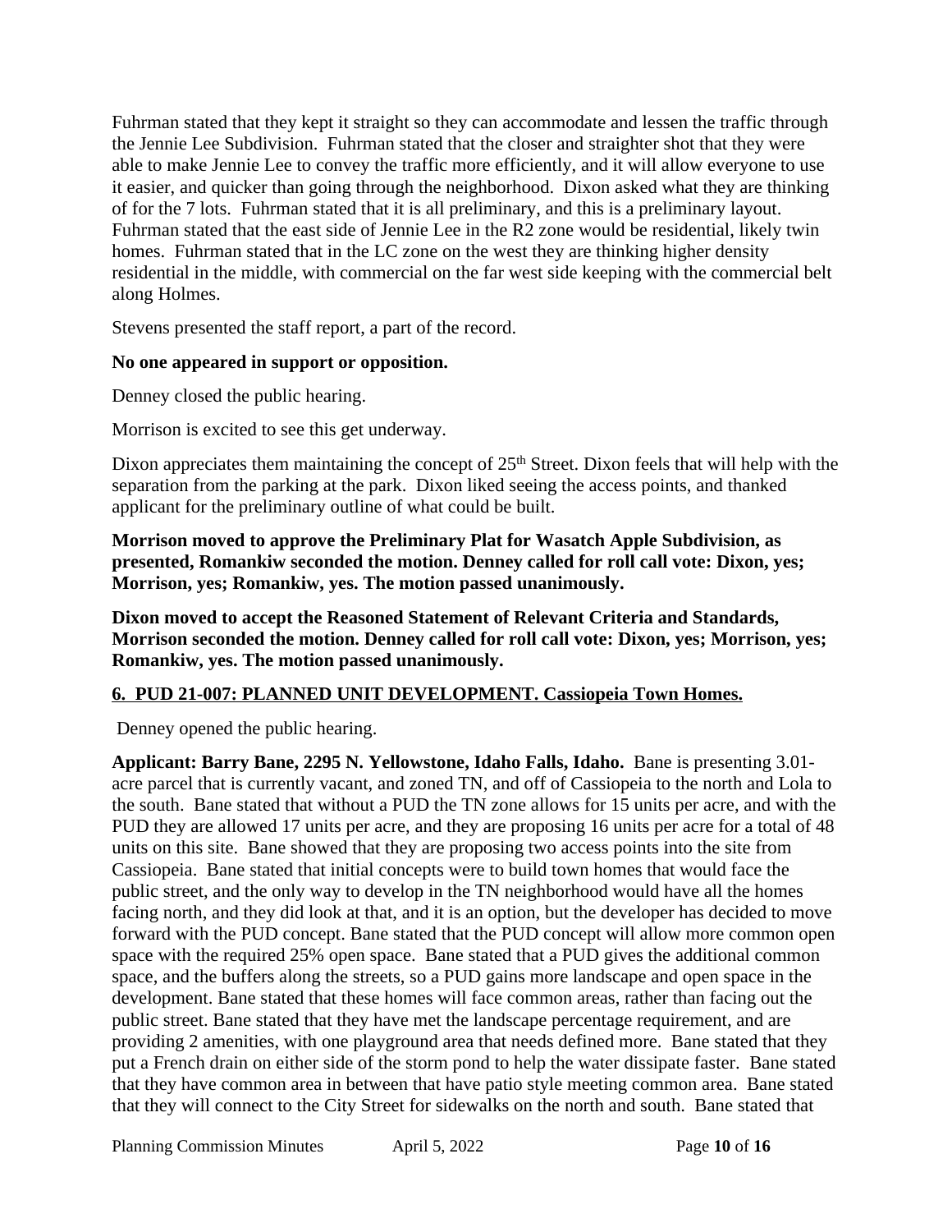Fuhrman stated that they kept it straight so they can accommodate and lessen the traffic through the Jennie Lee Subdivision. Fuhrman stated that the closer and straighter shot that they were able to make Jennie Lee to convey the traffic more efficiently, and it will allow everyone to use it easier, and quicker than going through the neighborhood. Dixon asked what they are thinking of for the 7 lots. Fuhrman stated that it is all preliminary, and this is a preliminary layout. Fuhrman stated that the east side of Jennie Lee in the R2 zone would be residential, likely twin homes. Fuhrman stated that in the LC zone on the west they are thinking higher density residential in the middle, with commercial on the far west side keeping with the commercial belt along Holmes.

Stevens presented the staff report, a part of the record.

**No one appeared in support or opposition.**

Denney closed the public hearing.

Morrison is excited to see this get underway.

Dixon appreciates them maintaining the concept of 25th Street. Dixon feels that will help with the separation from the parking at the park. Dixon liked seeing the access points, and thanked applicant for the preliminary outline of what could be built.

**Morrison moved to approve the Preliminary Plat for Wasatch Apple Subdivision, as presented, Romankiw seconded the motion. Denney called for roll call vote: Dixon, yes; Morrison, yes; Romankiw, yes. The motion passed unanimously.**

**Dixon moved to accept the Reasoned Statement of Relevant Criteria and Standards, Morrison seconded the motion. Denney called for roll call vote: Dixon, yes; Morrison, yes; Romankiw, yes. The motion passed unanimously.**

**6. PUD 21-007: PLANNED UNIT DEVELOPMENT. Cassiopeia Town Homes.**

Denney opened the public hearing.

**Applicant: Barry Bane, 2295 N. Yellowstone, Idaho Falls, Idaho.** Bane is presenting 3.01-acre parcel that is currently vacant, and zoned TN, and off of Cassiopeia to the north and Lola to the south. Bane stated that without a PUD the TN zone allows for 15 units per acre, and with the PUD they are allowed 17 units per acre, and they are proposing 16 units per acre for a total of 48 units on this site. Bane showed that they are proposing two access points into the site from Cassiopeia. Bane stated that initial concepts were to build town homes that would face the public street, and the only way to develop in the TN neighborhood would have all the homes facing north, and they did look at that, and it is an option, but the developer has decided to move forward with the PUD concept. Bane stated that the PUD concept will allow more common open space with the required 25% open space. Bane stated that a PUD gives the additional common space, and the buffers along the streets, so a PUD gains more landscape and open space in the development. Bane stated that these homes will face common areas, rather than facing out the public street. Bane stated that they have met the landscape percentage requirement, and are providing 2 amenities, with one playground area that needs defined more. Bane stated that they put a French drain on either side of the storm pond to help the water dissipate faster. Bane stated that they have common area in between that have patio style meeting common area. Bane stated that they will connect to the City Street for sidewalks on the north and south. Bane stated that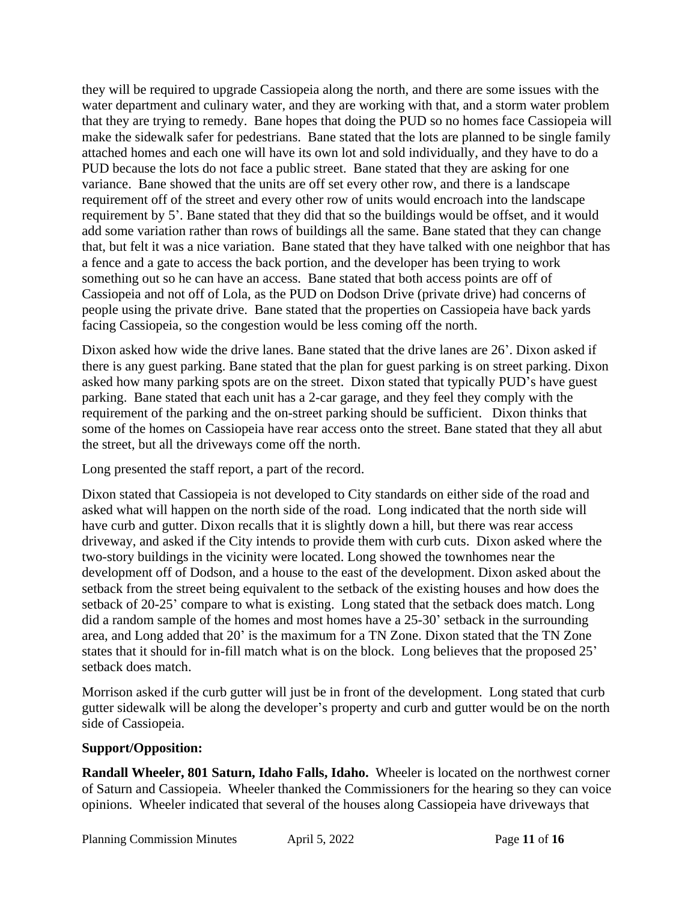they will be required to upgrade Cassiopeia along the north, and there are some issues with the water department and culinary water, and they are working with that, and a storm water problem that they are trying to remedy. Bane hopes that doing the PUD so no homes face Cassiopeia will make the sidewalk safer for pedestrians. Bane stated that the lots are planned to be single family attached homes and each one will have its own lot and sold individually, and they have to do a PUD because the lots do not face a public street. Bane stated that they are asking for one variance. Bane showed that the units are off set every other row, and there is a landscape requirement off of the street and every other row of units would encroach into the landscape requirement by 5'. Bane stated that they did that so the buildings would be offset, and it would add some variation rather than rows of buildings all the same. Bane stated that they can change that, but felt it was a nice variation. Bane stated that they have talked with one neighbor that has a fence and a gate to access the back portion, and the developer has been trying to work something out so he can have an access. Bane stated that both access points are off of Cassiopeia and not off of Lola, as the PUD on Dodson Drive (private drive) had concerns of people using the private drive. Bane stated that the properties on Cassiopeia have back yards facing Cassiopeia, so the congestion would be less coming off the north.

Dixon asked how wide the drive lanes. Bane stated that the drive lanes are 26'. Dixon asked if there is any guest parking. Bane stated that the plan for guest parking is on street parking. Dixon asked how many parking spots are on the street. Dixon stated that typically PUD's have guest parking. Bane stated that each unit has a 2-car garage, and they feel they comply with the requirement of the parking and the on-street parking should be sufficient. Dixon thinks that some of the homes on Cassiopeia have rear access onto the street. Bane stated that they all abut the street, but all the driveways come off the north.

Long presented the staff report, a part of the record.

Dixon stated that Cassiopeia is not developed to City standards on either side of the road and asked what will happen on the north side of the road. Long indicated that the north side will have curb and gutter. Dixon recalls that it is slightly down a hill, but there was rear access driveway, and asked if the City intends to provide them with curb cuts. Dixon asked where the two-story buildings in the vicinity were located. Long showed the townhomes near the development off of Dodson, and a house to the east of the development. Dixon asked about the setback from the street being equivalent to the setback of the existing houses and how does the setback of 20-25' compare to what is existing. Long stated that the setback does match. Long did a random sample of the homes and most homes have a 25-30' setback in the surrounding area, and Long added that 20' is the maximum for a TN Zone. Dixon stated that the TN Zone states that it should for in-fill match what is on the block. Long believes that the proposed 25' setback does match.

Morrison asked if the curb gutter will just be in front of the development. Long stated that curb gutter sidewalk will be along the developer's property and curb and gutter would be on the north side of Cassiopeia.

**Support/Opposition:**

**Randall Wheeler, 801 Saturn, Idaho Falls, Idaho.** Wheeler is located on the northwest corner of Saturn and Cassiopeia. Wheeler thanked the Commissioners for the hearing so they can voice opinions. Wheeler indicated that several of the houses along Cassiopeia have driveways that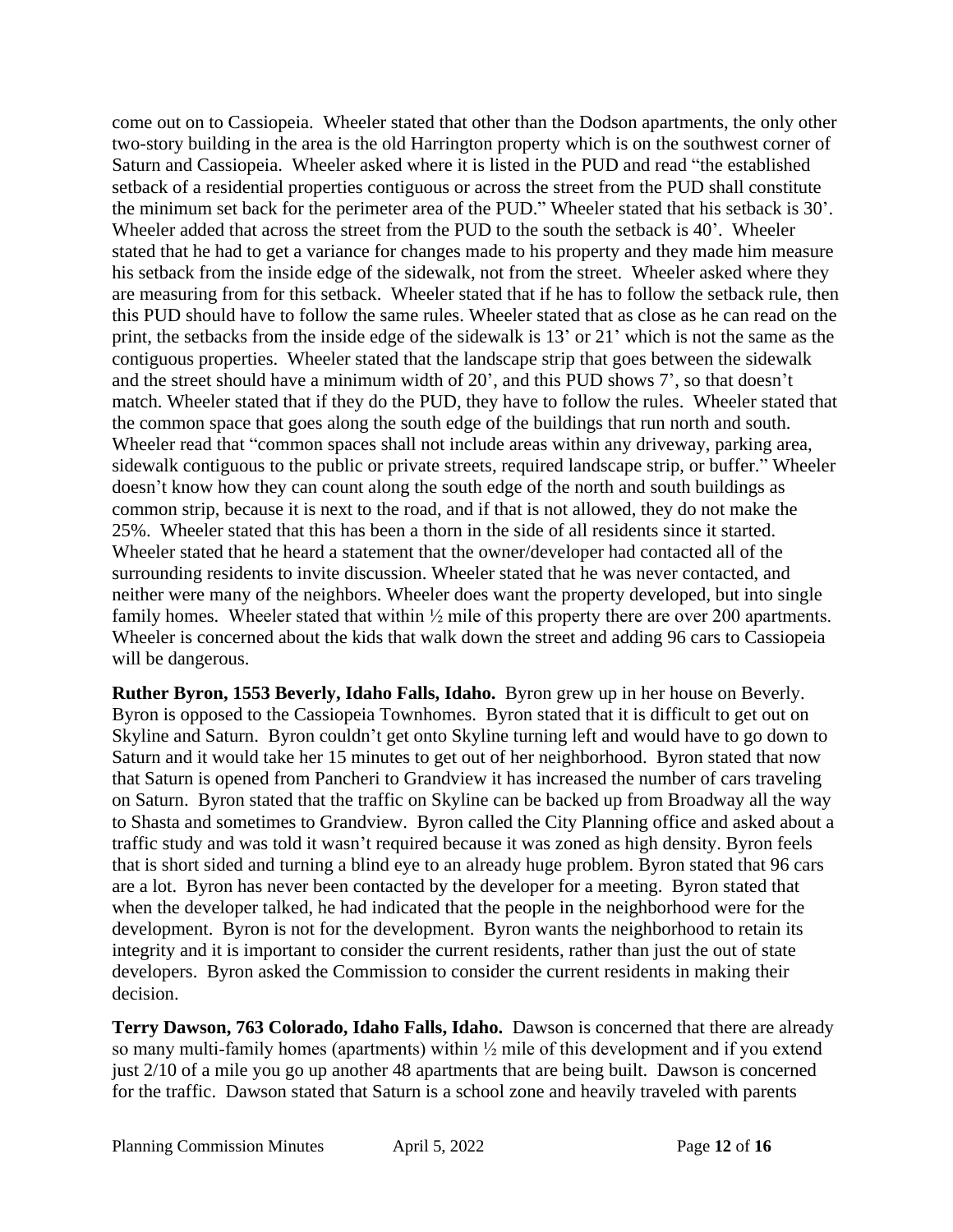come out on to Cassiopeia. Wheeler stated that other than the Dodson apartments, the only other two-story building in the area is the old Harrington property which is on the southwest corner of Saturn and Cassiopeia. Wheeler asked where it is listed in the PUD and read "the established setback of a residential properties contiguous or across the street from the PUD shall constitute the minimum set back for the perimeter area of the PUD." Wheeler stated that his setback is 30'. Wheeler added that across the street from the PUD to the south the setback is 40'. Wheeler stated that he had to get a variance for changes made to his property and they made him measure his setback from the inside edge of the sidewalk, not from the street. Wheeler asked where they are measuring from for this setback. Wheeler stated that if he has to follow the setback rule, then this PUD should have to follow the same rules. Wheeler stated that as close as he can read on the print, the setbacks from the inside edge of the sidewalk is 13' or 21' which is not the same as the contiguous properties. Wheeler stated that the landscape strip that goes between the sidewalk and the street should have a minimum width of 20', and this PUD shows 7', so that doesn't match. Wheeler stated that if they do the PUD, they have to follow the rules. Wheeler stated that the common space that goes along the south edge of the buildings that run north and south. Wheeler read that "common spaces shall not include areas within any driveway, parking area, sidewalk contiguous to the public or private streets, required landscape strip, or buffer." Wheeler doesn't know how they can count along the south edge of the north and south buildings as common strip, because it is next to the road, and if that is not allowed, they do not make the 25%. Wheeler stated that this has been a thorn in the side of all residents since it started. Wheeler stated that he heard a statement that the owner/developer had contacted all of the surrounding residents to invite discussion. Wheeler stated that he was never contacted, and neither were many of the neighbors. Wheeler does want the property developed, but into single family homes. Wheeler stated that within ½ mile of this property there are over 200 apartments. Wheeler is concerned about the kids that walk down the street and adding 96 cars to Cassiopeia will be dangerous.

**Ruther Byron, 1553 Beverly, Idaho Falls, Idaho.** Byron grew up in her house on Beverly. Byron is opposed to the Cassiopeia Townhomes. Byron stated that it is difficult to get out on Skyline and Saturn. Byron couldn't get onto Skyline turning left and would have to go down to Saturn and it would take her 15 minutes to get out of her neighborhood. Byron stated that now that Saturn is opened from Pancheri to Grandview it has increased the number of cars traveling on Saturn. Byron stated that the traffic on Skyline can be backed up from Broadway all the way to Shasta and sometimes to Grandview. Byron called the City Planning office and asked about a traffic study and was told it wasn't required because it was zoned as high density. Byron feels that is short sided and turning a blind eye to an already huge problem. Byron stated that 96 cars are a lot. Byron has never been contacted by the developer for a meeting. Byron stated that when the developer talked, he had indicated that the people in the neighborhood were for the development. Byron is not for the development. Byron wants the neighborhood to retain its integrity and it is important to consider the current residents, rather than just the out of state developers. Byron asked the Commission to consider the current residents in making their decision.

**Terry Dawson, 763 Colorado, Idaho Falls, Idaho.** Dawson is concerned that there are already so many multi-family homes (apartments) within ½ mile of this development and if you extend just 2/10 of a mile you go up another 48 apartments that are being built. Dawson is concerned for the traffic. Dawson stated that Saturn is a school zone and heavily traveled with parents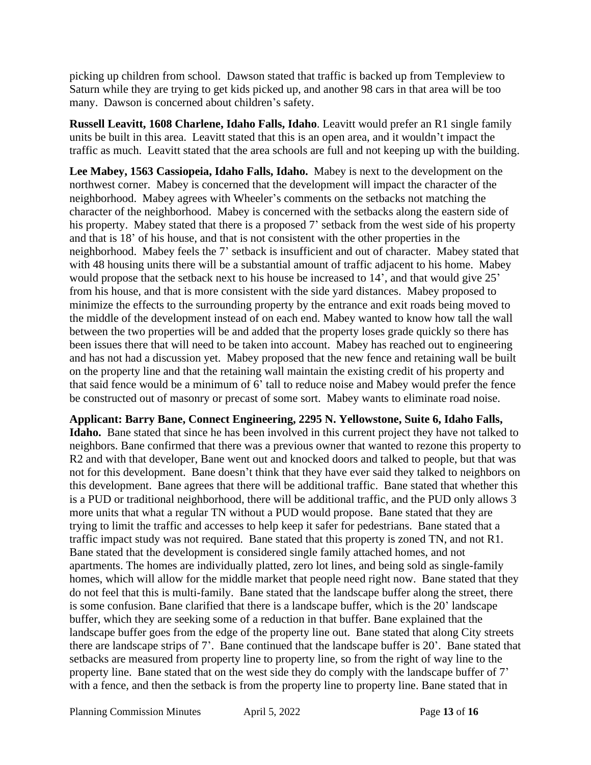picking up children from school. Dawson stated that traffic is backed up from Templeview to Saturn while they are trying to get kids picked up, and another 98 cars in that area will be too many. Dawson is concerned about children's safety.

**Russell Leavitt, 1608 Charlene, Idaho Falls, Idaho**. Leavitt would prefer an R1 single family units be built in this area. Leavitt stated that this is an open area, and it wouldn't impact the traffic as much. Leavitt stated that the area schools are full and not keeping up with the building.

**Lee Mabey, 1563 Cassiopeia, Idaho Falls, Idaho.** Mabey is next to the development on the northwest corner. Mabey is concerned that the development will impact the character of the neighborhood. Mabey agrees with Wheeler's comments on the setbacks not matching the character of the neighborhood. Mabey is concerned with the setbacks along the eastern side of his property. Mabey stated that there is a proposed 7' setback from the west side of his property and that is 18' of his house, and that is not consistent with the other properties in the neighborhood. Mabey feels the 7' setback is insufficient and out of character. Mabey stated that with 48 housing units there will be a substantial amount of traffic adjacent to his home. Mabey would propose that the setback next to his house be increased to 14', and that would give 25' from his house, and that is more consistent with the side yard distances. Mabey proposed to minimize the effects to the surrounding property by the entrance and exit roads being moved to the middle of the development instead of on each end. Mabey wanted to know how tall the wall between the two properties will be and added that the property loses grade quickly so there has been issues there that will need to be taken into account. Mabey has reached out to engineering and has not had a discussion yet. Mabey proposed that the new fence and retaining wall be built on the property line and that the retaining wall maintain the existing credit of his property and that said fence would be a minimum of 6' tall to reduce noise and Mabey would prefer the fence be constructed out of masonry or precast of some sort. Mabey wants to eliminate road noise.

**Applicant: Barry Bane, Connect Engineering, 2295 N. Yellowstone, Suite 6, Idaho Falls, Idaho.** Bane stated that since he has been involved in this current project they have not talked to neighbors. Bane confirmed that there was a previous owner that wanted to rezone this property to R2 and with that developer, Bane went out and knocked doors and talked to people, but that was not for this development. Bane doesn't think that they have ever said they talked to neighbors on this development. Bane agrees that there will be additional traffic. Bane stated that whether this is a PUD or traditional neighborhood, there will be additional traffic, and the PUD only allows 3 more units that what a regular TN without a PUD would propose. Bane stated that they are trying to limit the traffic and accesses to help keep it safer for pedestrians. Bane stated that a traffic impact study was not required. Bane stated that this property is zoned TN, and not R1. Bane stated that the development is considered single family attached homes, and not apartments. The homes are individually platted, zero lot lines, and being sold as single-family homes, which will allow for the middle market that people need right now. Bane stated that they do not feel that this is multi-family. Bane stated that the landscape buffer along the street, there is some confusion. Bane clarified that there is a landscape buffer, which is the 20' landscape buffer, which they are seeking some of a reduction in that buffer. Bane explained that the landscape buffer goes from the edge of the property line out. Bane stated that along City streets there are landscape strips of 7'. Bane continued that the landscape buffer is 20'. Bane stated that setbacks are measured from property line to property line, so from the right of way line to the property line. Bane stated that on the west side they do comply with the landscape buffer of 7' with a fence, and then the setback is from the property line to property line. Bane stated that in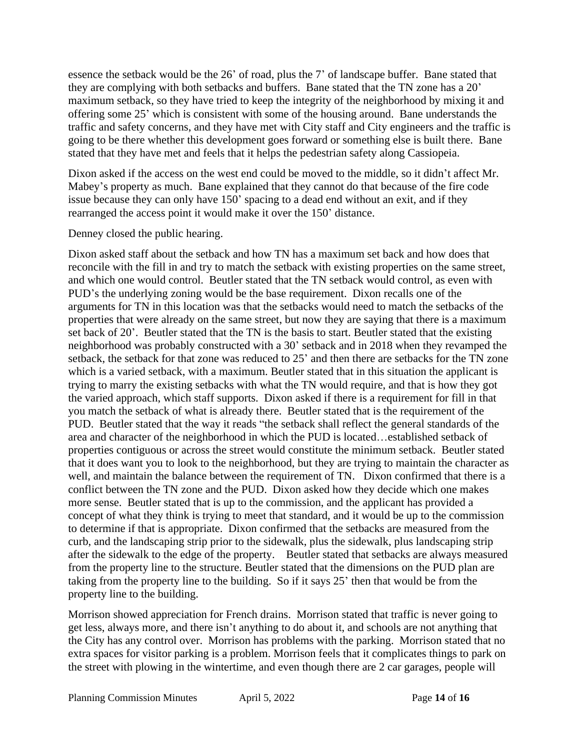essence the setback would be the 26' of road, plus the 7' of landscape buffer. Bane stated that they are complying with both setbacks and buffers. Bane stated that the TN zone has a 20' maximum setback, so they have tried to keep the integrity of the neighborhood by mixing it and offering some 25' which is consistent with some of the housing around. Bane understands the traffic and safety concerns, and they have met with City staff and City engineers and the traffic is going to be there whether this development goes forward or something else is built there. Bane stated that they have met and feels that it helps the pedestrian safety along Cassiopeia.

Dixon asked if the access on the west end could be moved to the middle, so it didn't affect Mr. Mabey's property as much. Bane explained that they cannot do that because of the fire code issue because they can only have 150' spacing to a dead end without an exit, and if they rearranged the access point it would make it over the 150' distance.

Denney closed the public hearing.

Dixon asked staff about the setback and how TN has a maximum set back and how does that reconcile with the fill in and try to match the setback with existing properties on the same street, and which one would control. Beutler stated that the TN setback would control, as even with PUD's the underlying zoning would be the base requirement. Dixon recalls one of the arguments for TN in this location was that the setbacks would need to match the setbacks of the properties that were already on the same street, but now they are saying that there is a maximum set back of 20'. Beutler stated that the TN is the basis to start. Beutler stated that the existing neighborhood was probably constructed with a 30' setback and in 2018 when they revamped the setback, the setback for that zone was reduced to 25' and then there are setbacks for the TN zone which is a varied setback, with a maximum. Beutler stated that in this situation the applicant is trying to marry the existing setbacks with what the TN would require, and that is how they got the varied approach, which staff supports. Dixon asked if there is a requirement for fill in that you match the setback of what is already there. Beutler stated that is the requirement of the PUD. Beutler stated that the way it reads "the setback shall reflect the general standards of the area and character of the neighborhood in which the PUD is located…established setback of properties contiguous or across the street would constitute the minimum setback. Beutler stated that it does want you to look to the neighborhood, but they are trying to maintain the character as well, and maintain the balance between the requirement of TN. Dixon confirmed that there is a conflict between the TN zone and the PUD. Dixon asked how they decide which one makes more sense. Beutler stated that is up to the commission, and the applicant has provided a concept of what they think is trying to meet that standard, and it would be up to the commission to determine if that is appropriate. Dixon confirmed that the setbacks are measured from the curb, and the landscaping strip prior to the sidewalk, plus the sidewalk, plus landscaping strip after the sidewalk to the edge of the property. Beutler stated that setbacks are always measured from the property line to the structure. Beutler stated that the dimensions on the PUD plan are taking from the property line to the building. So if it says 25' then that would be from the property line to the building.

Morrison showed appreciation for French drains. Morrison stated that traffic is never going to get less, always more, and there isn't anything to do about it, and schools are not anything that the City has any control over. Morrison has problems with the parking. Morrison stated that no extra spaces for visitor parking is a problem. Morrison feels that it complicates things to park on the street with plowing in the wintertime, and even though there are 2 car garages, people will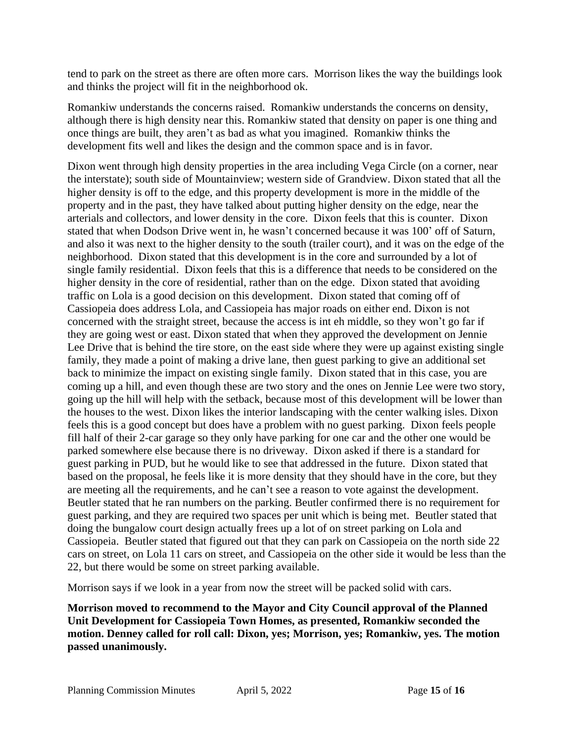tend to park on the street as there are often more cars. Morrison likes the way the buildings look and thinks the project will fit in the neighborhood ok.

Romankiw understands the concerns raised. Romankiw understands the concerns on density, although there is high density near this. Romankiw stated that density on paper is one thing and once things are built, they aren't as bad as what you imagined. Romankiw thinks the development fits well and likes the design and the common space and is in favor.

Dixon went through high density properties in the area including Vega Circle (on a corner, near the interstate); south side of Mountainview; western side of Grandview. Dixon stated that all the higher density is off to the edge, and this property development is more in the middle of the property and in the past, they have talked about putting higher density on the edge, near the arterials and collectors, and lower density in the core. Dixon feels that this is counter. Dixon stated that when Dodson Drive went in, he wasn't concerned because it was 100' off of Saturn, and also it was next to the higher density to the south (trailer court), and it was on the edge of the neighborhood. Dixon stated that this development is in the core and surrounded by a lot of single family residential. Dixon feels that this is a difference that needs to be considered on the higher density in the core of residential, rather than on the edge. Dixon stated that avoiding traffic on Lola is a good decision on this development. Dixon stated that coming off of Cassiopeia does address Lola, and Cassiopeia has major roads on either end. Dixon is not concerned with the straight street, because the access is int eh middle, so they won't go far if they are going west or east. Dixon stated that when they approved the development on Jennie Lee Drive that is behind the tire store, on the east side where they were up against existing single family, they made a point of making a drive lane, then guest parking to give an additional set back to minimize the impact on existing single family. Dixon stated that in this case, you are coming up a hill, and even though these are two story and the ones on Jennie Lee were two story, going up the hill will help with the setback, because most of this development will be lower than the houses to the west. Dixon likes the interior landscaping with the center walking isles. Dixon feels this is a good concept but does have a problem with no guest parking. Dixon feels people fill half of their 2-car garage so they only have parking for one car and the other one would be parked somewhere else because there is no driveway. Dixon asked if there is a standard for guest parking in PUD, but he would like to see that addressed in the future. Dixon stated that based on the proposal, he feels like it is more density that they should have in the core, but they are meeting all the requirements, and he can't see a reason to vote against the development. Beutler stated that he ran numbers on the parking. Beutler confirmed there is no requirement for guest parking, and they are required two spaces per unit which is being met. Beutler stated that doing the bungalow court design actually frees up a lot of on street parking on Lola and Cassiopeia. Beutler stated that figured out that they can park on Cassiopeia on the north side 22 cars on street, on Lola 11 cars on street, and Cassiopeia on the other side it would be less than the 22, but there would be some on street parking available.

Morrison says if we look in a year from now the street will be packed solid with cars.

**Morrison moved to recommend to the Mayor and City Council approval of the Planned Unit Development for Cassiopeia Town Homes, as presented, Romankiw seconded the motion. Denney called for roll call: Dixon, yes; Morrison, yes; Romankiw, yes. The motion passed unanimously.**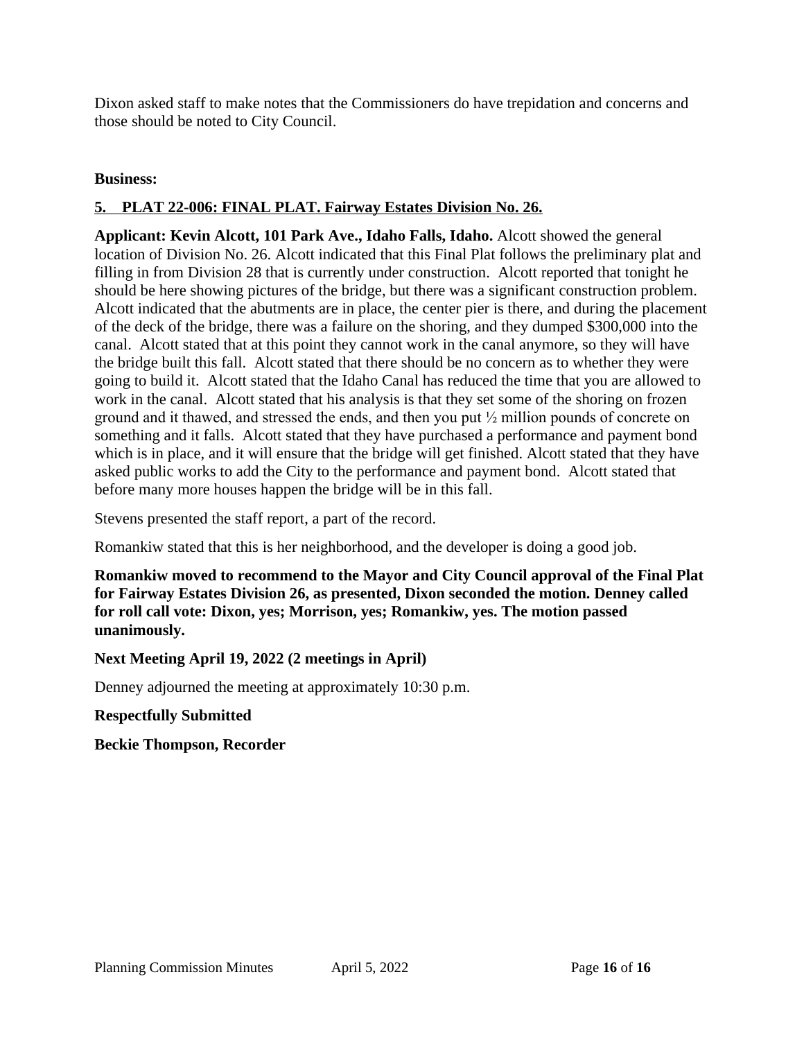Dixon asked staff to make notes that the Commissioners do have trepidation and concerns and those should be noted to City Council.

**Business:**

**5. PLAT 22-006: FINAL PLAT. Fairway Estates Division No. 26.**

**Applicant: Kevin Alcott, 101 Park Ave., Idaho Falls, Idaho.** Alcott showed the general location of Division No. 26. Alcott indicated that this Final Plat follows the preliminary plat and filling in from Division 28 that is currently under construction. Alcott reported that tonight he should be here showing pictures of the bridge, but there was a significant construction problem. Alcott indicated that the abutments are in place, the center pier is there, and during the placement of the deck of the bridge, there was a failure on the shoring, and they dumped $300,000 into the canal. Alcott stated that at this point they cannot work in the canal anymore, so they will have the bridge built this fall. Alcott stated that there should be no concern as to whether they were going to build it. Alcott stated that the Idaho Canal has reduced the time that you are allowed to work in the canal. Alcott stated that his analysis is that they set some of the shoring on frozen ground and it thawed, and stressed the ends, and then you put ½ million pounds of concrete on something and it falls. Alcott stated that they have purchased a performance and payment bond which is in place, and it will ensure that the bridge will get finished. Alcott stated that they have asked public works to add the City to the performance and payment bond. Alcott stated that before many more houses happen the bridge will be in this fall.

Stevens presented the staff report, a part of the record.

Romankiw stated that this is her neighborhood, and the developer is doing a good job.

**Romankiw moved to recommend to the Mayor and City Council approval of the Final Plat for Fairway Estates Division 26, as presented, Dixon seconded the motion. Denney called for roll call vote: Dixon, yes; Morrison, yes; Romankiw, yes. The motion passed unanimously.**

**Next Meeting April 19, 2022 (2 meetings in April)**

Denney adjourned the meeting at approximately 10:30 p.m.

**Respectfully Submitted**

**Beckie Thompson, Recorder**